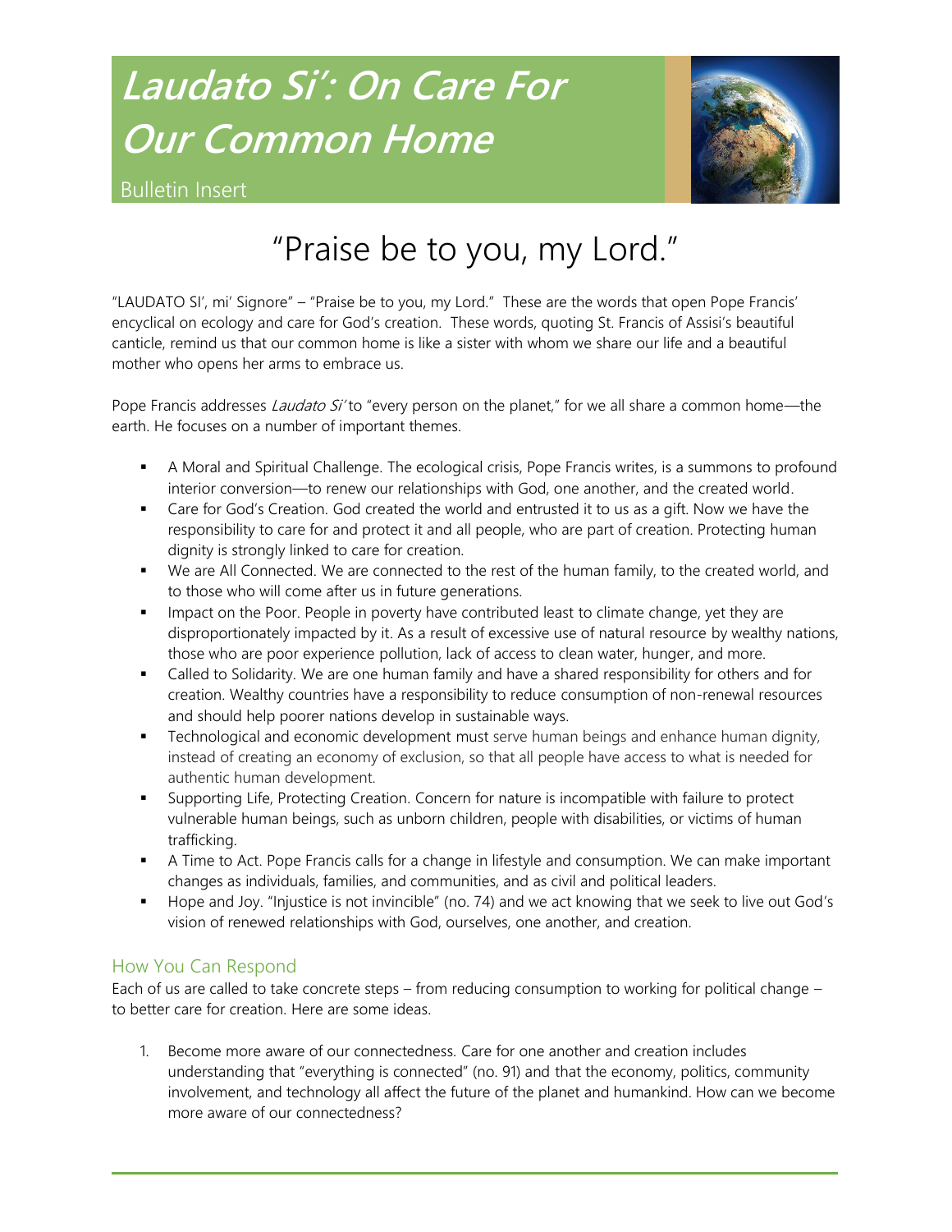# *Laudato Si': On Care For Our Common Home*

Bulletin Insert

## "Praise be to you, my Lord."

"LAUDATO SI', mi' Signore" – "Praise be to you, my Lord." These are the words that open Pope Francis' encyclical on ecology and care for God's creation. These words, quoting St. Francis of Assisi's beautiful canticle, remind us that our common home is like a sister with whom we share our life and a beautiful mother who opens her arms to embrace us.

Pope Francis addresses *Laudato Si'* to "every person on the planet," for we all share a common home—the earth. He focuses on a number of important themes.

- A Moral and Spiritual Challenge. The ecological crisis, Pope Francis writes, is a summons to profound interior conversion—to renew our relationships with God, one another, and the created world.
- Care for God's Creation. God created the world and entrusted it to us as a gift. Now we have the responsibility to care for and protect it and all people, who are part of creation. Protecting human dignity is strongly linked to care for creation.
- We are All Connected. We are connected to the rest of the human family, to the created world, and to those who will come after us in future generations.
- Impact on the Poor. People in poverty have contributed least to climate change, yet they are disproportionately impacted by it. As a result of excessive use of natural resource by wealthy nations, those who are poor experience pollution, lack of access to clean water, hunger, and more.
- Called to Solidarity. We are one human family and have a shared responsibility for others and for creation. Wealthy countries have a responsibility to reduce consumption of non-renewal resources and should help poorer nations develop in sustainable ways.
- Technological and economic development must serve human beings and enhance human dignity, instead of creating an economy of exclusion, so that all people have access to what is needed for authentic human development.
- Supporting Life, Protecting Creation. Concern for nature is incompatible with failure to protect vulnerable human beings, such as unborn children, people with disabilities, or victims of human trafficking.
- A Time to Act. Pope Francis calls for a change in lifestyle and consumption. We can make important changes as individuals, families, and communities, and as civil and political leaders.
- Hope and Joy. "Injustice is not invincible" (no. 74) and we act knowing that we seek to live out God's vision of renewed relationships with God, ourselves, one another, and creation.

### How You Can Respond

Each of us are called to take concrete steps – from reducing consumption to working for political change – to better care for creation. Here are some ideas.

1. Become more aware of our connectedness. Care for one another and creation includes understanding that "everything is connected" (no. 91) and that the economy, politics, community involvement, and technology all affect the future of the planet and humankind. How can we become more aware of our connectedness?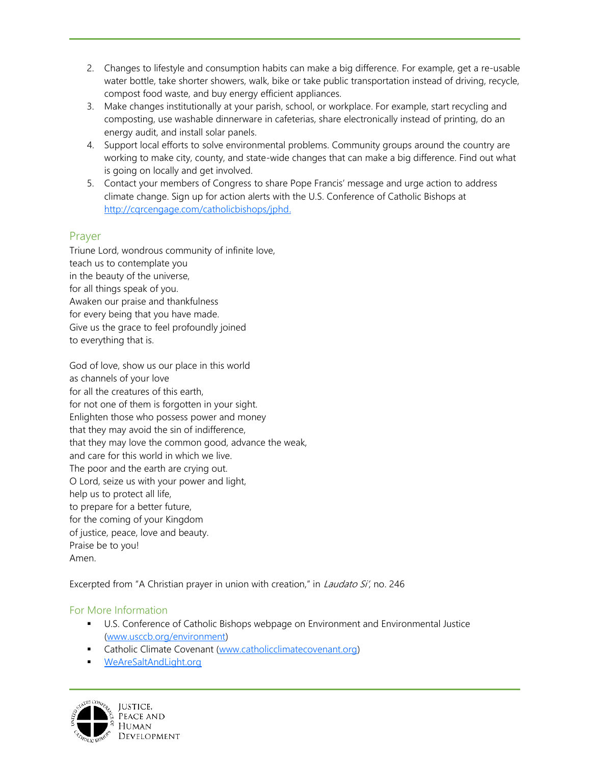2. Changes to lifestyle and consumption habits can make a big difference. For example, get a re-usable water bottle, take shorter showers, walk, bike or take public transportation instead of driving, recycle, compost food waste, and buy energy efficient appliances.
3. Make changes institutionally at your parish, school, or workplace. For example, start recycling and composting, use washable dinnerware in cafeterias, share electronically instead of printing, do an energy audit, and install solar panels.
4. Support local efforts to solve environmental problems. Community groups around the country are working to make city, county, and state-wide changes that can make a big difference. Find out what is going on locally and get involved.
5. Contact your members of Congress to share Pope Francis' message and urge action to address climate change. Sign up for action alerts with the U.S. Conference of Catholic Bishops at [http://cqrcengage.com/catholicbishops/jphd.](http://cqrcengage.com/catholicbishops/jphd)

## Prayer

Triune Lord, wondrous community of infinite love,
teach us to contemplate you
in the beauty of the universe,
for all things speak of you.
Awaken our praise and thankfulness
for every being that you have made.
Give us the grace to feel profoundly joined
to everything that is.

God of love, show us our place in this world
as channels of your love
for all the creatures of this earth,
for not one of them is forgotten in your sight.
Enlighten those who possess power and money
that they may avoid the sin of indifference,
that they may love the common good, advance the weak,
and care for this world in which we live.
The poor and the earth are crying out.
O Lord, seize us with your power and light,
help us to protect all life,
to prepare for a better future,
for the coming of your Kingdom
of justice, peace, love and beauty.
Praise be to you!
Amen.

Excerpted from "A Christian prayer in union with creation," in *Laudato Si'*, no. 246

## For More Information

- U.S. Conference of Catholic Bishops webpage on Environment and Environmental Justice ([www.usccb.org/environment](http://www.usccb.org/environment))
- Catholic Climate Covenant ([www.catholicclimatecovenant.org](http://www.catholicclimatecovenant.org))
- [WeAreSaltAndLight.org](http://WeAreSaltAndLight.org)

Justice, Peace and Human Development